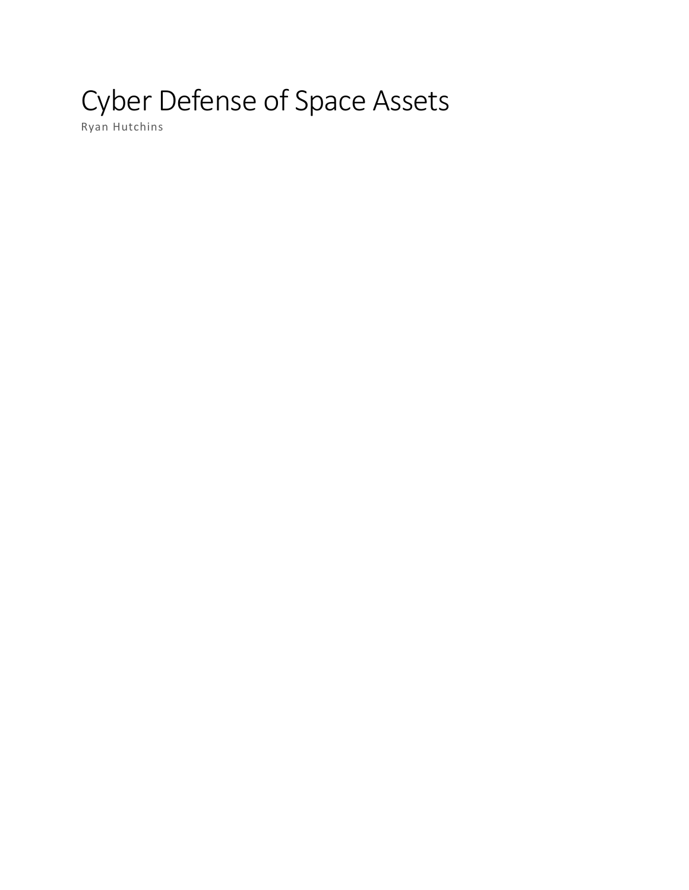# Cyber Defense of Space Assets

Ryan Hutchins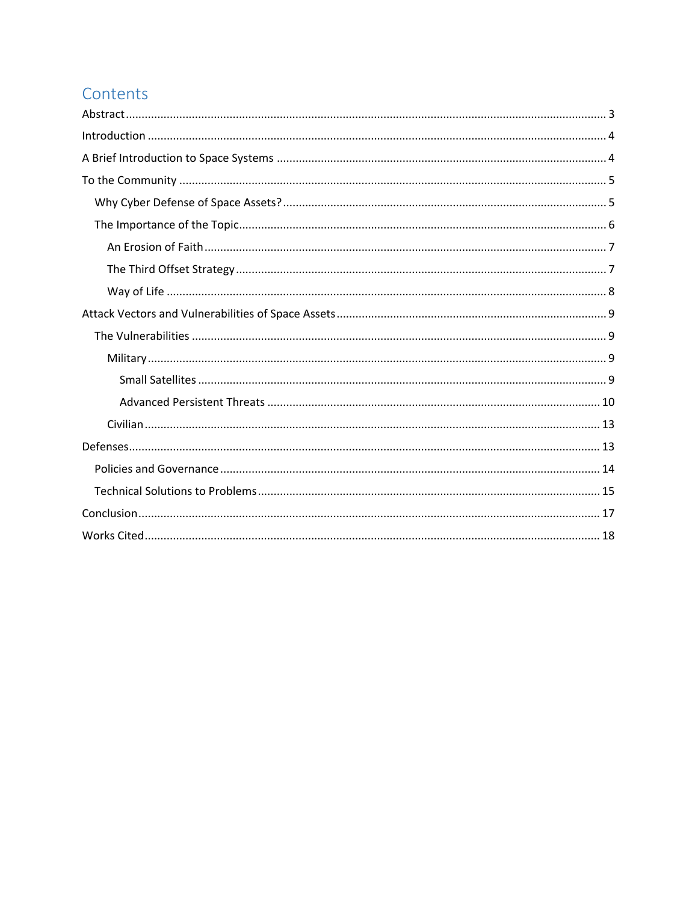# Contents

- Abstract ..... 3
- Introduction ..... 4
- A Brief Introduction to Space Systems ..... 4
- To the Community ..... 5
  - Why Cyber Defense of Space Assets? ..... 5
  - The Importance of the Topic ..... 6
    - An Erosion of Faith ..... 7
    - The Third Offset Strategy ..... 7
    - Way of Life ..... 8
- Attack Vectors and Vulnerabilities of Space Assets ..... 9
  - The Vulnerabilities ..... 9
    - Military ..... 9
      - Small Satellites ..... 9
      - Advanced Persistent Threats ..... 10
    - Civilian ..... 13
- Defenses ..... 13
  - Policies and Governance ..... 14
  - Technical Solutions to Problems ..... 15
- Conclusion ..... 17
- Works Cited ..... 18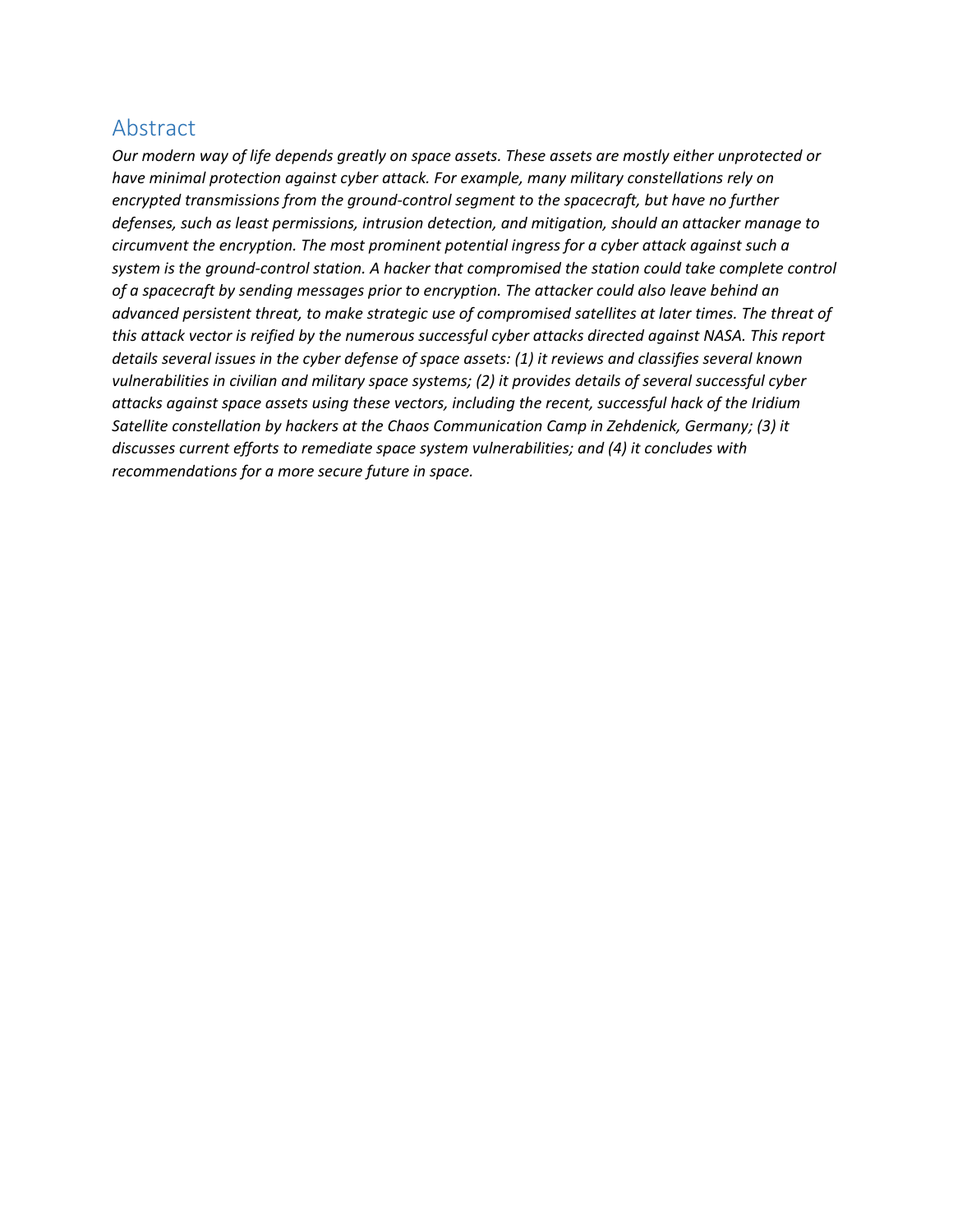## Abstract

*Our modern way of life depends greatly on space assets. These assets are mostly either unprotected or have minimal protection against cyber attack. For example, many military constellations rely on encrypted transmissions from the ground-control segment to the spacecraft, but have no further defenses, such as least permissions, intrusion detection, and mitigation, should an attacker manage to circumvent the encryption. The most prominent potential ingress for a cyber attack against such a system is the ground-control station. A hacker that compromised the station could take complete control of a spacecraft by sending messages prior to encryption. The attacker could also leave behind an advanced persistent threat, to make strategic use of compromised satellites at later times. The threat of this attack vector is reified by the numerous successful cyber attacks directed against NASA. This report details several issues in the cyber defense of space assets: (1) it reviews and classifies several known vulnerabilities in civilian and military space systems; (2) it provides details of several successful cyber attacks against space assets using these vectors, including the recent, successful hack of the Iridium Satellite constellation by hackers at the Chaos Communication Camp in Zehdenick, Germany; (3) it discusses current efforts to remediate space system vulnerabilities; and (4) it concludes with recommendations for a more secure future in space.*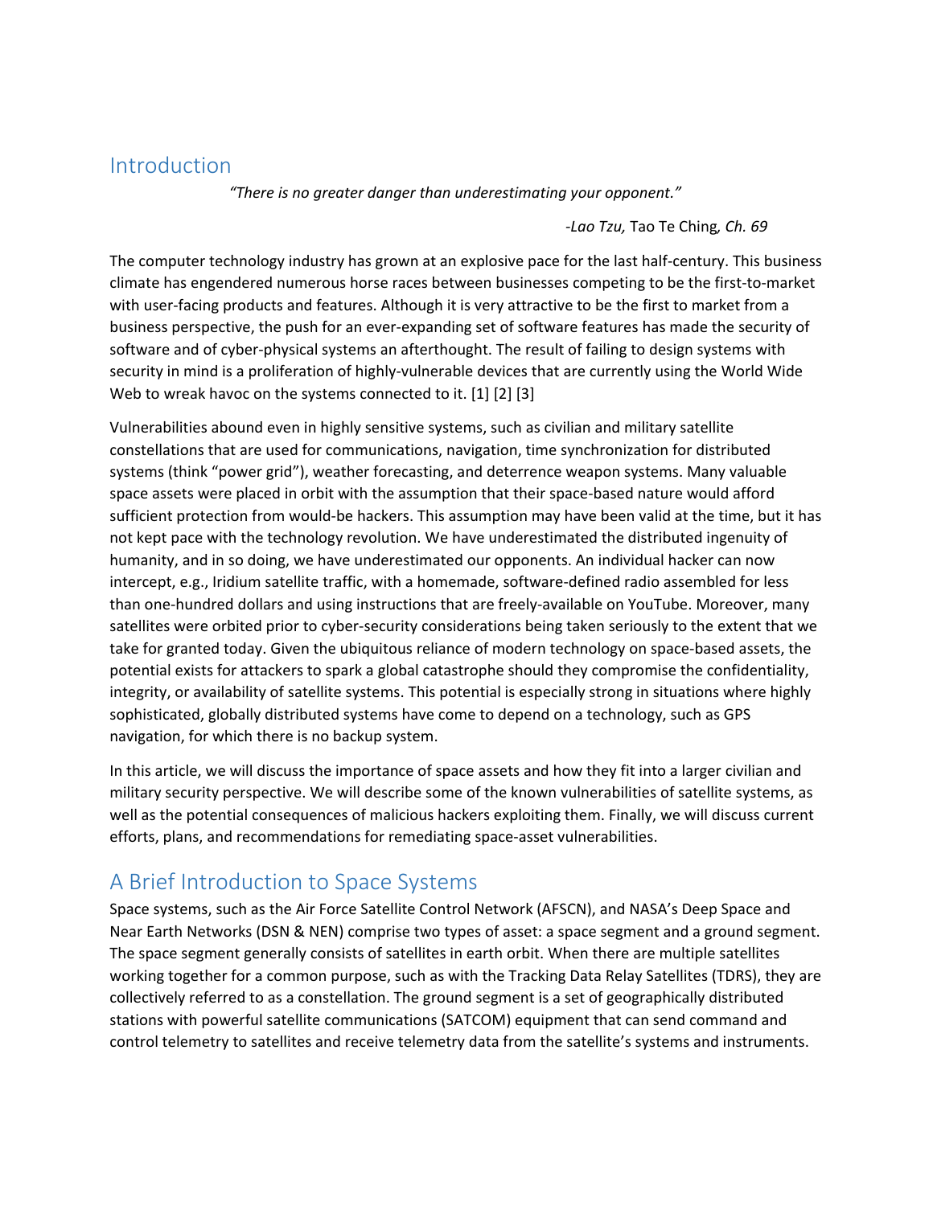## Introduction

> *"There is no greater danger than underestimating your opponent."*
>
> -*Lao Tzu,* Tao Te Ching*, Ch. 69*

The computer technology industry has grown at an explosive pace for the last half-century. This business climate has engendered numerous horse races between businesses competing to be the first-to-market with user-facing products and features. Although it is very attractive to be the first to market from a business perspective, the push for an ever-expanding set of software features has made the security of software and of cyber-physical systems an afterthought. The result of failing to design systems with security in mind is a proliferation of highly-vulnerable devices that are currently using the World Wide Web to wreak havoc on the systems connected to it. [1] [2] [3]

Vulnerabilities abound even in highly sensitive systems, such as civilian and military satellite constellations that are used for communications, navigation, time synchronization for distributed systems (think "power grid"), weather forecasting, and deterrence weapon systems. Many valuable space assets were placed in orbit with the assumption that their space-based nature would afford sufficient protection from would-be hackers. This assumption may have been valid at the time, but it has not kept pace with the technology revolution. We have underestimated the distributed ingenuity of humanity, and in so doing, we have underestimated our opponents. An individual hacker can now intercept, e.g., Iridium satellite traffic, with a homemade, software-defined radio assembled for less than one-hundred dollars and using instructions that are freely-available on YouTube. Moreover, many satellites were orbited prior to cyber-security considerations being taken seriously to the extent that we take for granted today. Given the ubiquitous reliance of modern technology on space-based assets, the potential exists for attackers to spark a global catastrophe should they compromise the confidentiality, integrity, or availability of satellite systems. This potential is especially strong in situations where highly sophisticated, globally distributed systems have come to depend on a technology, such as GPS navigation, for which there is no backup system.

In this article, we will discuss the importance of space assets and how they fit into a larger civilian and military security perspective. We will describe some of the known vulnerabilities of satellite systems, as well as the potential consequences of malicious hackers exploiting them. Finally, we will discuss current efforts, plans, and recommendations for remediating space-asset vulnerabilities.

## A Brief Introduction to Space Systems

Space systems, such as the Air Force Satellite Control Network (AFSCN), and NASA's Deep Space and Near Earth Networks (DSN & NEN) comprise two types of asset: a space segment and a ground segment. The space segment generally consists of satellites in earth orbit. When there are multiple satellites working together for a common purpose, such as with the Tracking Data Relay Satellites (TDRS), they are collectively referred to as a constellation. The ground segment is a set of geographically distributed stations with powerful satellite communications (SATCOM) equipment that can send command and control telemetry to satellites and receive telemetry data from the satellite's systems and instruments.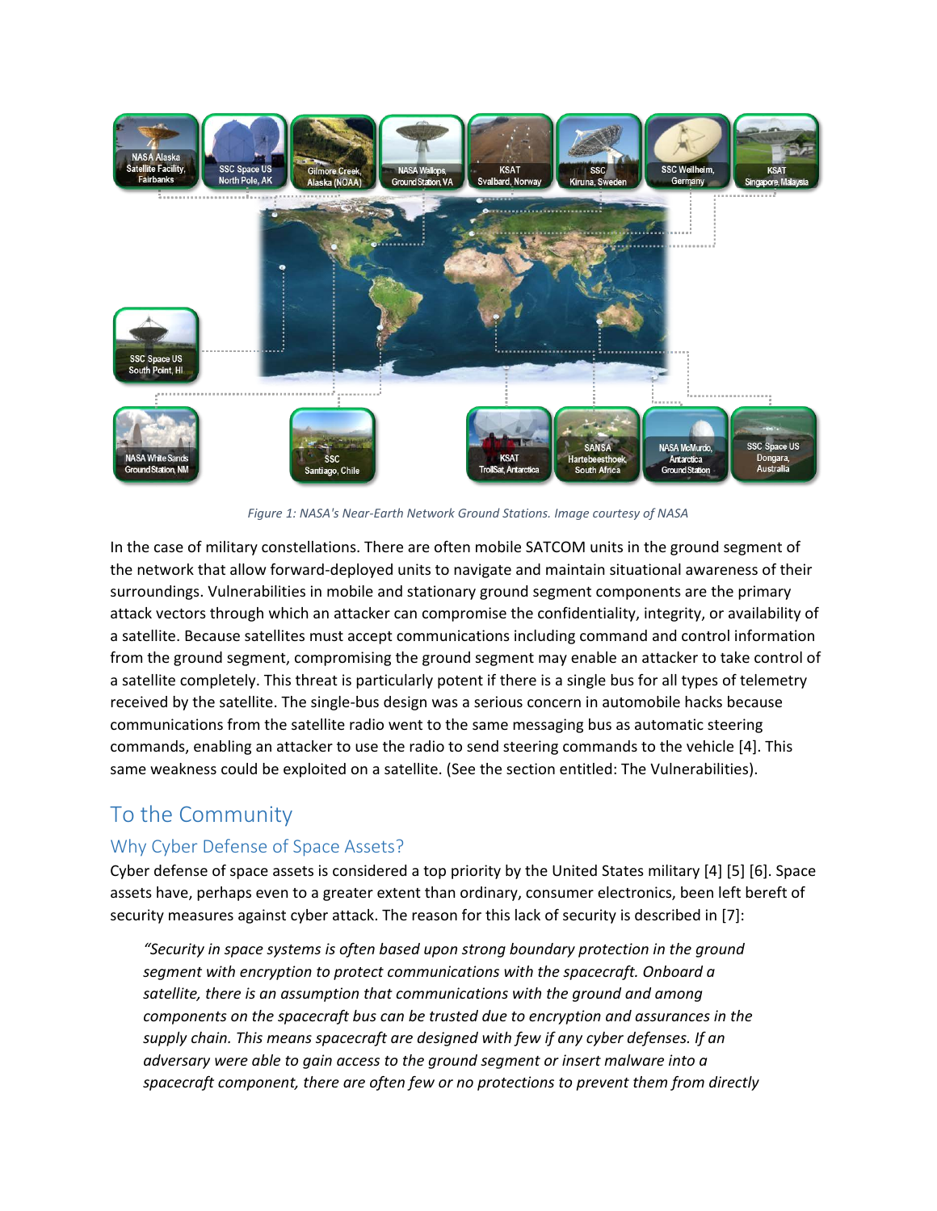*Figure 1: NASA's Near-Earth Network Ground Stations. Image courtesy of NASA*

In the case of military constellations. There are often mobile SATCOM units in the ground segment of the network that allow forward-deployed units to navigate and maintain situational awareness of their surroundings. Vulnerabilities in mobile and stationary ground segment components are the primary attack vectors through which an attacker can compromise the confidentiality, integrity, or availability of a satellite. Because satellites must accept communications including command and control information from the ground segment, compromising the ground segment may enable an attacker to take control of a satellite completely. This threat is particularly potent if there is a single bus for all types of telemetry received by the satellite. The single-bus design was a serious concern in automobile hacks because communications from the satellite radio went to the same messaging bus as automatic steering commands, enabling an attacker to use the radio to send steering commands to the vehicle [4]. This same weakness could be exploited on a satellite. (See the section entitled: The Vulnerabilities).

## To the Community

### Why Cyber Defense of Space Assets?

Cyber defense of space assets is considered a top priority by the United States military [4] [5] [6]. Space assets have, perhaps even to a greater extent than ordinary, consumer electronics, been left bereft of security measures against cyber attack. The reason for this lack of security is described in [7]:

> *"Security in space systems is often based upon strong boundary protection in the ground segment with encryption to protect communications with the spacecraft. Onboard a satellite, there is an assumption that communications with the ground and among components on the spacecraft bus can be trusted due to encryption and assurances in the supply chain. This means spacecraft are designed with few if any cyber defenses. If an adversary were able to gain access to the ground segment or insert malware into a spacecraft component, there are often few or no protections to prevent them from directly*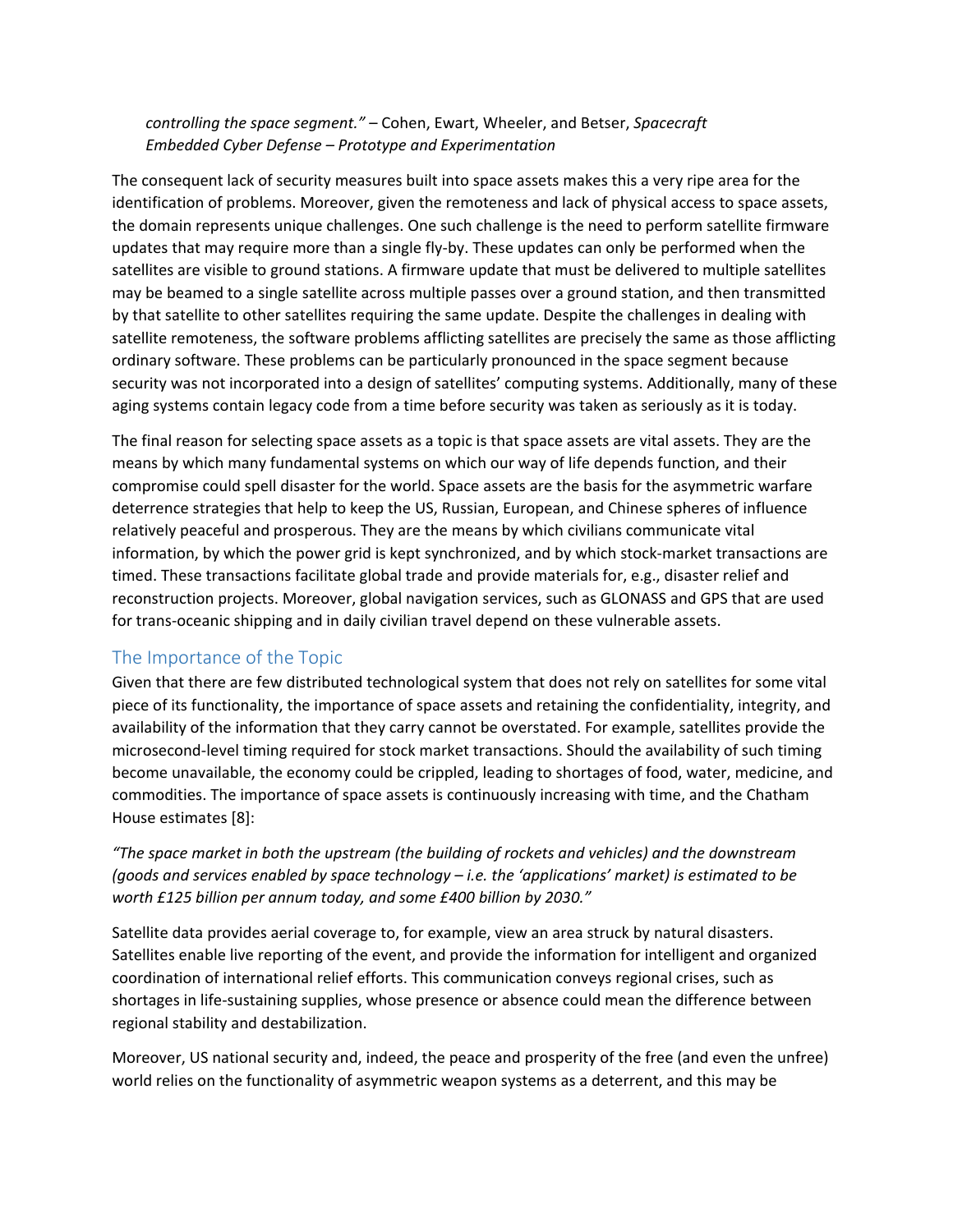*controlling the space segment."* – Cohen, Ewart, Wheeler, and Betser, *Spacecraft Embedded Cyber Defense – Prototype and Experimentation*

The consequent lack of security measures built into space assets makes this a very ripe area for the identification of problems. Moreover, given the remoteness and lack of physical access to space assets, the domain represents unique challenges. One such challenge is the need to perform satellite firmware updates that may require more than a single fly-by. These updates can only be performed when the satellites are visible to ground stations. A firmware update that must be delivered to multiple satellites may be beamed to a single satellite across multiple passes over a ground station, and then transmitted by that satellite to other satellites requiring the same update. Despite the challenges in dealing with satellite remoteness, the software problems afflicting satellites are precisely the same as those afflicting ordinary software. These problems can be particularly pronounced in the space segment because security was not incorporated into a design of satellites' computing systems. Additionally, many of these aging systems contain legacy code from a time before security was taken as seriously as it is today.

The final reason for selecting space assets as a topic is that space assets are vital assets. They are the means by which many fundamental systems on which our way of life depends function, and their compromise could spell disaster for the world. Space assets are the basis for the asymmetric warfare deterrence strategies that help to keep the US, Russian, European, and Chinese spheres of influence relatively peaceful and prosperous. They are the means by which civilians communicate vital information, by which the power grid is kept synchronized, and by which stock-market transactions are timed. These transactions facilitate global trade and provide materials for, e.g., disaster relief and reconstruction projects. Moreover, global navigation services, such as GLONASS and GPS that are used for trans-oceanic shipping and in daily civilian travel depend on these vulnerable assets.

## The Importance of the Topic

Given that there are few distributed technological system that does not rely on satellites for some vital piece of its functionality, the importance of space assets and retaining the confidentiality, integrity, and availability of the information that they carry cannot be overstated. For example, satellites provide the microsecond-level timing required for stock market transactions. Should the availability of such timing become unavailable, the economy could be crippled, leading to shortages of food, water, medicine, and commodities. The importance of space assets is continuously increasing with time, and the Chatham House estimates [8]:

*"The space market in both the upstream (the building of rockets and vehicles) and the downstream (goods and services enabled by space technology – i.e. the 'applications' market) is estimated to be worth £125 billion per annum today, and some £400 billion by 2030."*

Satellite data provides aerial coverage to, for example, view an area struck by natural disasters. Satellites enable live reporting of the event, and provide the information for intelligent and organized coordination of international relief efforts. This communication conveys regional crises, such as shortages in life-sustaining supplies, whose presence or absence could mean the difference between regional stability and destabilization.

Moreover, US national security and, indeed, the peace and prosperity of the free (and even the unfree) world relies on the functionality of asymmetric weapon systems as a deterrent, and this may be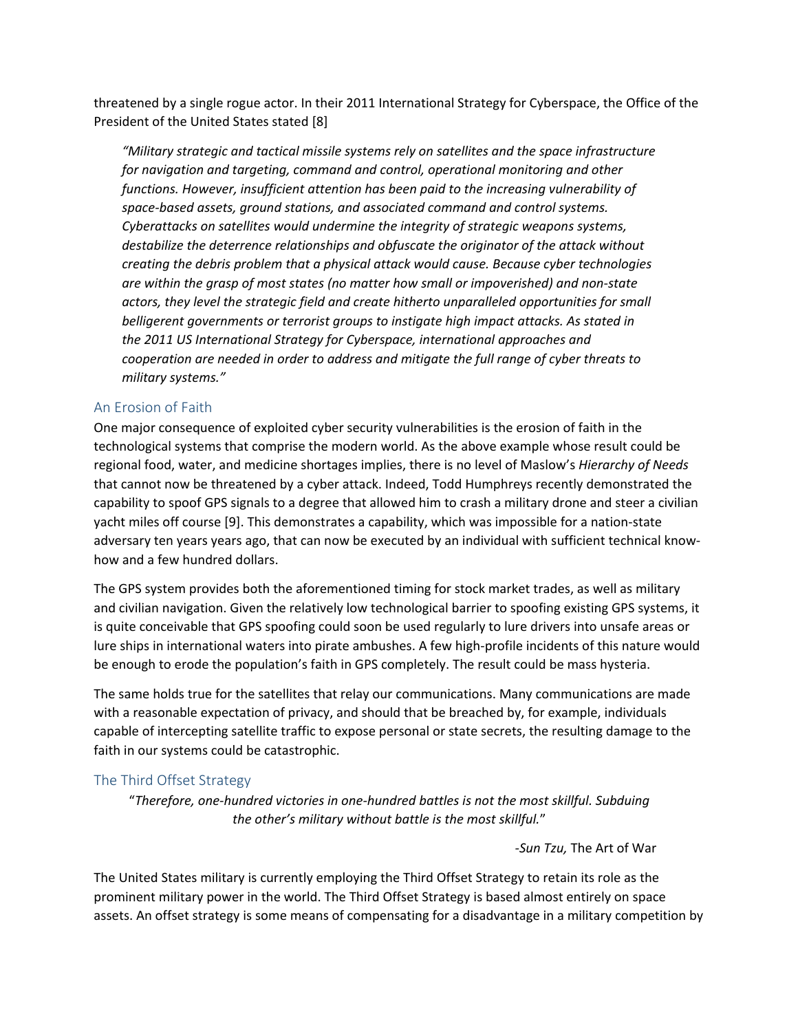threatened by a single rogue actor. In their 2011 International Strategy for Cyberspace, the Office of the President of the United States stated [8]

> *"Military strategic and tactical missile systems rely on satellites and the space infrastructure for navigation and targeting, command and control, operational monitoring and other functions. However, insufficient attention has been paid to the increasing vulnerability of space-based assets, ground stations, and associated command and control systems. Cyberattacks on satellites would undermine the integrity of strategic weapons systems, destabilize the deterrence relationships and obfuscate the originator of the attack without creating the debris problem that a physical attack would cause. Because cyber technologies are within the grasp of most states (no matter how small or impoverished) and non-state actors, they level the strategic field and create hitherto unparalleled opportunities for small belligerent governments or terrorist groups to instigate high impact attacks. As stated in the 2011 US International Strategy for Cyberspace, international approaches and cooperation are needed in order to address and mitigate the full range of cyber threats to military systems."*

## An Erosion of Faith

One major consequence of exploited cyber security vulnerabilities is the erosion of faith in the technological systems that comprise the modern world. As the above example whose result could be regional food, water, and medicine shortages implies, there is no level of Maslow's *Hierarchy of Needs* that cannot now be threatened by a cyber attack. Indeed, Todd Humphreys recently demonstrated the capability to spoof GPS signals to a degree that allowed him to crash a military drone and steer a civilian yacht miles off course [9]. This demonstrates a capability, which was impossible for a nation-state adversary ten years years ago, that can now be executed by an individual with sufficient technical know-how and a few hundred dollars.

The GPS system provides both the aforementioned timing for stock market trades, as well as military and civilian navigation. Given the relatively low technological barrier to spoofing existing GPS systems, it is quite conceivable that GPS spoofing could soon be used regularly to lure drivers into unsafe areas or lure ships in international waters into pirate ambushes. A few high-profile incidents of this nature would be enough to erode the population's faith in GPS completely. The result could be mass hysteria.

The same holds true for the satellites that relay our communications. Many communications are made with a reasonable expectation of privacy, and should that be breached by, for example, individuals capable of intercepting satellite traffic to expose personal or state secrets, the resulting damage to the faith in our systems could be catastrophic.

## The Third Offset Strategy

> "*Therefore, one-hundred victories in one-hundred battles is not the most skillful. Subduing the other's military without battle is the most skillful.*"
>
> -*Sun Tzu,* The Art of War

The United States military is currently employing the Third Offset Strategy to retain its role as the prominent military power in the world. The Third Offset Strategy is based almost entirely on space assets. An offset strategy is some means of compensating for a disadvantage in a military competition by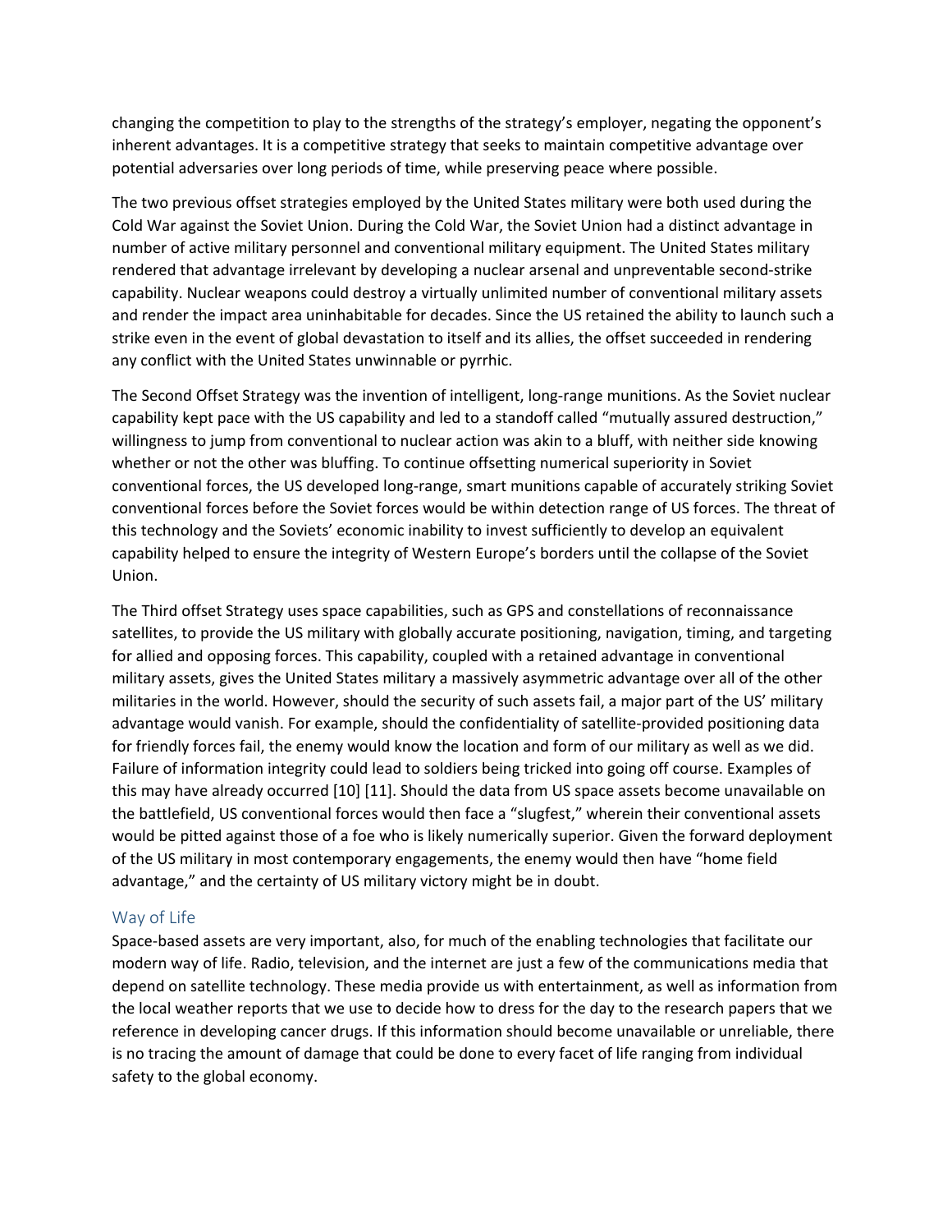changing the competition to play to the strengths of the strategy's employer, negating the opponent's inherent advantages. It is a competitive strategy that seeks to maintain competitive advantage over potential adversaries over long periods of time, while preserving peace where possible.

The two previous offset strategies employed by the United States military were both used during the Cold War against the Soviet Union. During the Cold War, the Soviet Union had a distinct advantage in number of active military personnel and conventional military equipment. The United States military rendered that advantage irrelevant by developing a nuclear arsenal and unpreventable second-strike capability. Nuclear weapons could destroy a virtually unlimited number of conventional military assets and render the impact area uninhabitable for decades. Since the US retained the ability to launch such a strike even in the event of global devastation to itself and its allies, the offset succeeded in rendering any conflict with the United States unwinnable or pyrrhic.

The Second Offset Strategy was the invention of intelligent, long-range munitions. As the Soviet nuclear capability kept pace with the US capability and led to a standoff called "mutually assured destruction," willingness to jump from conventional to nuclear action was akin to a bluff, with neither side knowing whether or not the other was bluffing. To continue offsetting numerical superiority in Soviet conventional forces, the US developed long-range, smart munitions capable of accurately striking Soviet conventional forces before the Soviet forces would be within detection range of US forces. The threat of this technology and the Soviets' economic inability to invest sufficiently to develop an equivalent capability helped to ensure the integrity of Western Europe's borders until the collapse of the Soviet Union.

The Third offset Strategy uses space capabilities, such as GPS and constellations of reconnaissance satellites, to provide the US military with globally accurate positioning, navigation, timing, and targeting for allied and opposing forces. This capability, coupled with a retained advantage in conventional military assets, gives the United States military a massively asymmetric advantage over all of the other militaries in the world. However, should the security of such assets fail, a major part of the US' military advantage would vanish. For example, should the confidentiality of satellite-provided positioning data for friendly forces fail, the enemy would know the location and form of our military as well as we did. Failure of information integrity could lead to soldiers being tricked into going off course. Examples of this may have already occurred [10] [11]. Should the data from US space assets become unavailable on the battlefield, US conventional forces would then face a "slugfest," wherein their conventional assets would be pitted against those of a foe who is likely numerically superior. Given the forward deployment of the US military in most contemporary engagements, the enemy would then have "home field advantage," and the certainty of US military victory might be in doubt.

### Way of Life

Space-based assets are very important, also, for much of the enabling technologies that facilitate our modern way of life. Radio, television, and the internet are just a few of the communications media that depend on satellite technology. These media provide us with entertainment, as well as information from the local weather reports that we use to decide how to dress for the day to the research papers that we reference in developing cancer drugs. If this information should become unavailable or unreliable, there is no tracing the amount of damage that could be done to every facet of life ranging from individual safety to the global economy.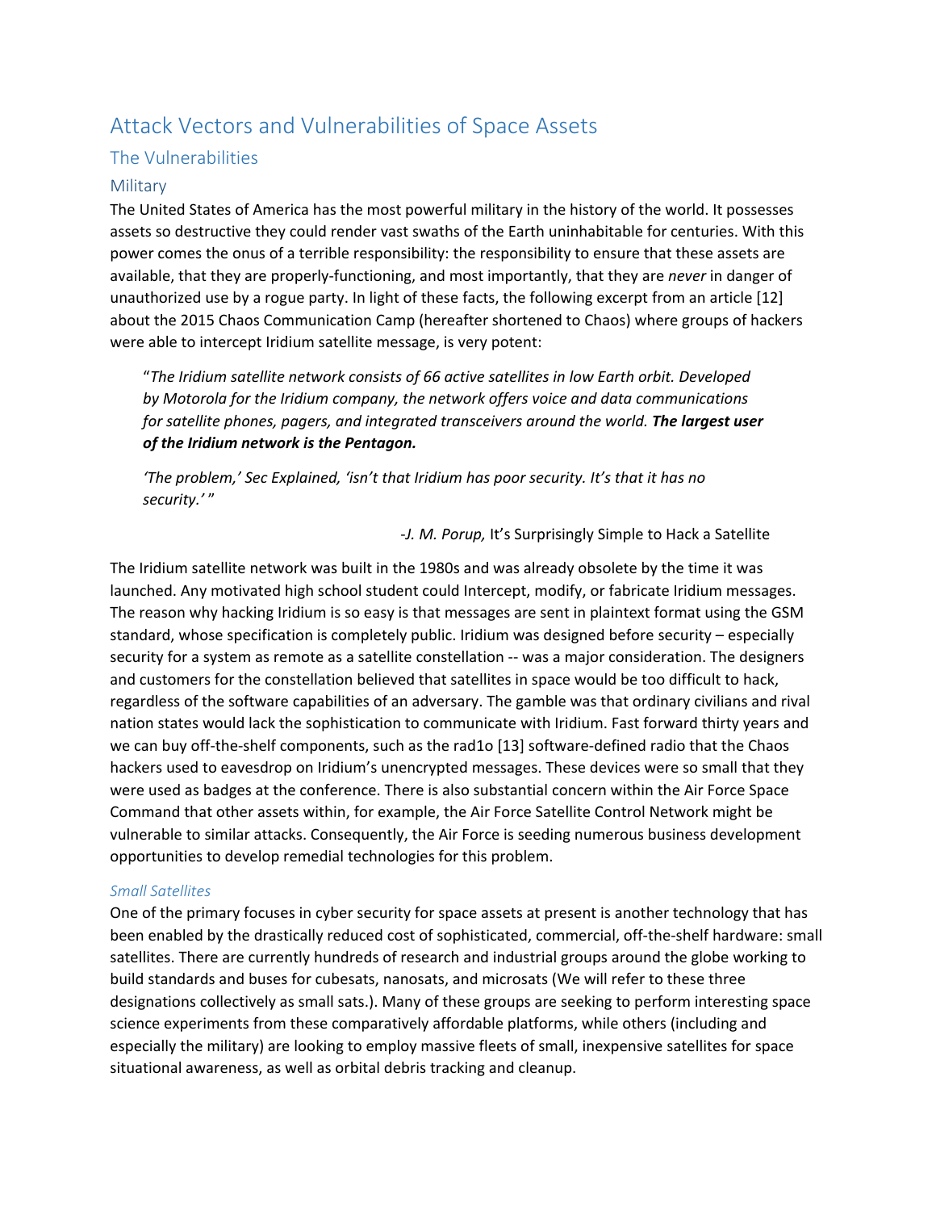# Attack Vectors and Vulnerabilities of Space Assets

## The Vulnerabilities

### Military

The United States of America has the most powerful military in the history of the world. It possesses assets so destructive they could render vast swaths of the Earth uninhabitable for centuries. With this power comes the onus of a terrible responsibility: the responsibility to ensure that these assets are available, that they are properly-functioning, and most importantly, that they are *never* in danger of unauthorized use by a rogue party. In light of these facts, the following excerpt from an article [12] about the 2015 Chaos Communication Camp (hereafter shortened to Chaos) where groups of hackers were able to intercept Iridium satellite message, is very potent:

> "*The Iridium satellite network consists of 66 active satellites in low Earth orbit. Developed by Motorola for the Iridium company, the network offers voice and data communications for satellite phones, pagers, and integrated transceivers around the world.* ***The largest user of the Iridium network is the Pentagon.***
>
> *'The problem,' Sec Explained, 'isn't that Iridium has poor security. It's that it has no security.'* "
>
> -*J. M. Porup,* It's Surprisingly Simple to Hack a Satellite

The Iridium satellite network was built in the 1980s and was already obsolete by the time it was launched. Any motivated high school student could Intercept, modify, or fabricate Iridium messages. The reason why hacking Iridium is so easy is that messages are sent in plaintext format using the GSM standard, whose specification is completely public. Iridium was designed before security – especially security for a system as remote as a satellite constellation -- was a major consideration. The designers and customers for the constellation believed that satellites in space would be too difficult to hack, regardless of the software capabilities of an adversary. The gamble was that ordinary civilians and rival nation states would lack the sophistication to communicate with Iridium. Fast forward thirty years and we can buy off-the-shelf components, such as the rad1o [13] software-defined radio that the Chaos hackers used to eavesdrop on Iridium's unencrypted messages. These devices were so small that they were used as badges at the conference. There is also substantial concern within the Air Force Space Command that other assets within, for example, the Air Force Satellite Control Network might be vulnerable to similar attacks. Consequently, the Air Force is seeding numerous business development opportunities to develop remedial technologies for this problem.

#### *Small Satellites*

One of the primary focuses in cyber security for space assets at present is another technology that has been enabled by the drastically reduced cost of sophisticated, commercial, off-the-shelf hardware: small satellites. There are currently hundreds of research and industrial groups around the globe working to build standards and buses for cubesats, nanosats, and microsats (We will refer to these three designations collectively as small sats.). Many of these groups are seeking to perform interesting space science experiments from these comparatively affordable platforms, while others (including and especially the military) are looking to employ massive fleets of small, inexpensive satellites for space situational awareness, as well as orbital debris tracking and cleanup.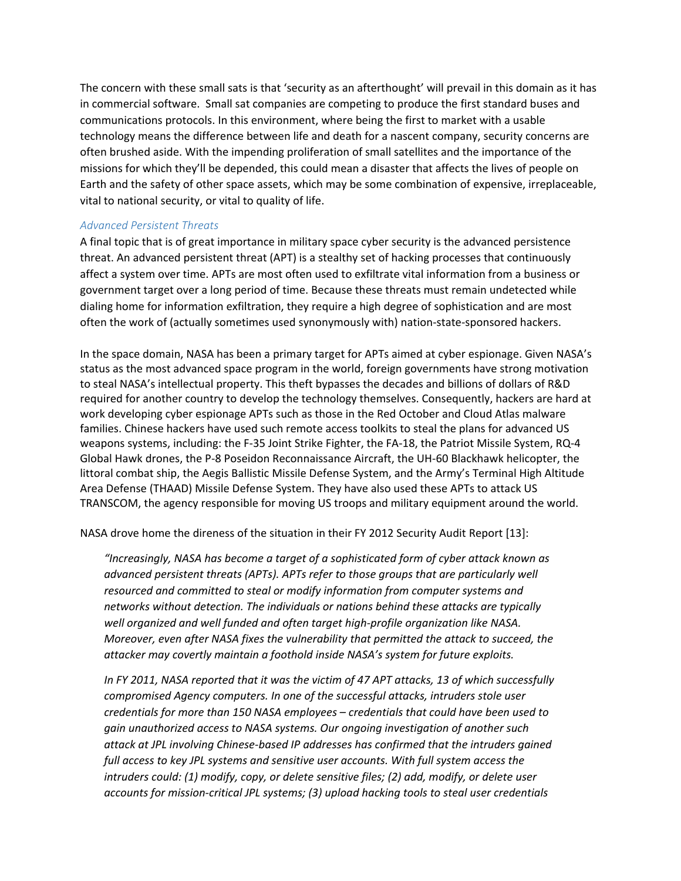The concern with these small sats is that 'security as an afterthought' will prevail in this domain as it has in commercial software. Small sat companies are competing to produce the first standard buses and communications protocols. In this environment, where being the first to market with a usable technology means the difference between life and death for a nascent company, security concerns are often brushed aside. With the impending proliferation of small satellites and the importance of the missions for which they'll be depended, this could mean a disaster that affects the lives of people on Earth and the safety of other space assets, which may be some combination of expensive, irreplaceable, vital to national security, or vital to quality of life.

### *Advanced Persistent Threats*

A final topic that is of great importance in military space cyber security is the advanced persistence threat. An advanced persistent threat (APT) is a stealthy set of hacking processes that continuously affect a system over time. APTs are most often used to exfiltrate vital information from a business or government target over a long period of time. Because these threats must remain undetected while dialing home for information exfiltration, they require a high degree of sophistication and are most often the work of (actually sometimes used synonymously with) nation-state-sponsored hackers.

In the space domain, NASA has been a primary target for APTs aimed at cyber espionage. Given NASA's status as the most advanced space program in the world, foreign governments have strong motivation to steal NASA's intellectual property. This theft bypasses the decades and billions of dollars of R&D required for another country to develop the technology themselves. Consequently, hackers are hard at work developing cyber espionage APTs such as those in the Red October and Cloud Atlas malware families. Chinese hackers have used such remote access toolkits to steal the plans for advanced US weapons systems, including: the F-35 Joint Strike Fighter, the FA-18, the Patriot Missile System, RQ-4 Global Hawk drones, the P-8 Poseidon Reconnaissance Aircraft, the UH-60 Blackhawk helicopter, the littoral combat ship, the Aegis Ballistic Missile Defense System, and the Army's Terminal High Altitude Area Defense (THAAD) Missile Defense System. They have also used these APTs to attack US TRANSCOM, the agency responsible for moving US troops and military equipment around the world.

NASA drove home the direness of the situation in their FY 2012 Security Audit Report [13]:

> *"Increasingly, NASA has become a target of a sophisticated form of cyber attack known as advanced persistent threats (APTs). APTs refer to those groups that are particularly well resourced and committed to steal or modify information from computer systems and networks without detection. The individuals or nations behind these attacks are typically well organized and well funded and often target high-profile organization like NASA. Moreover, even after NASA fixes the vulnerability that permitted the attack to succeed, the attacker may covertly maintain a foothold inside NASA's system for future exploits.*
>
> *In FY 2011, NASA reported that it was the victim of 47 APT attacks, 13 of which successfully compromised Agency computers. In one of the successful attacks, intruders stole user credentials for more than 150 NASA employees – credentials that could have been used to gain unauthorized access to NASA systems. Our ongoing investigation of another such attack at JPL involving Chinese-based IP addresses has confirmed that the intruders gained full access to key JPL systems and sensitive user accounts. With full system access the intruders could: (1) modify, copy, or delete sensitive files; (2) add, modify, or delete user accounts for mission-critical JPL systems; (3) upload hacking tools to steal user credentials*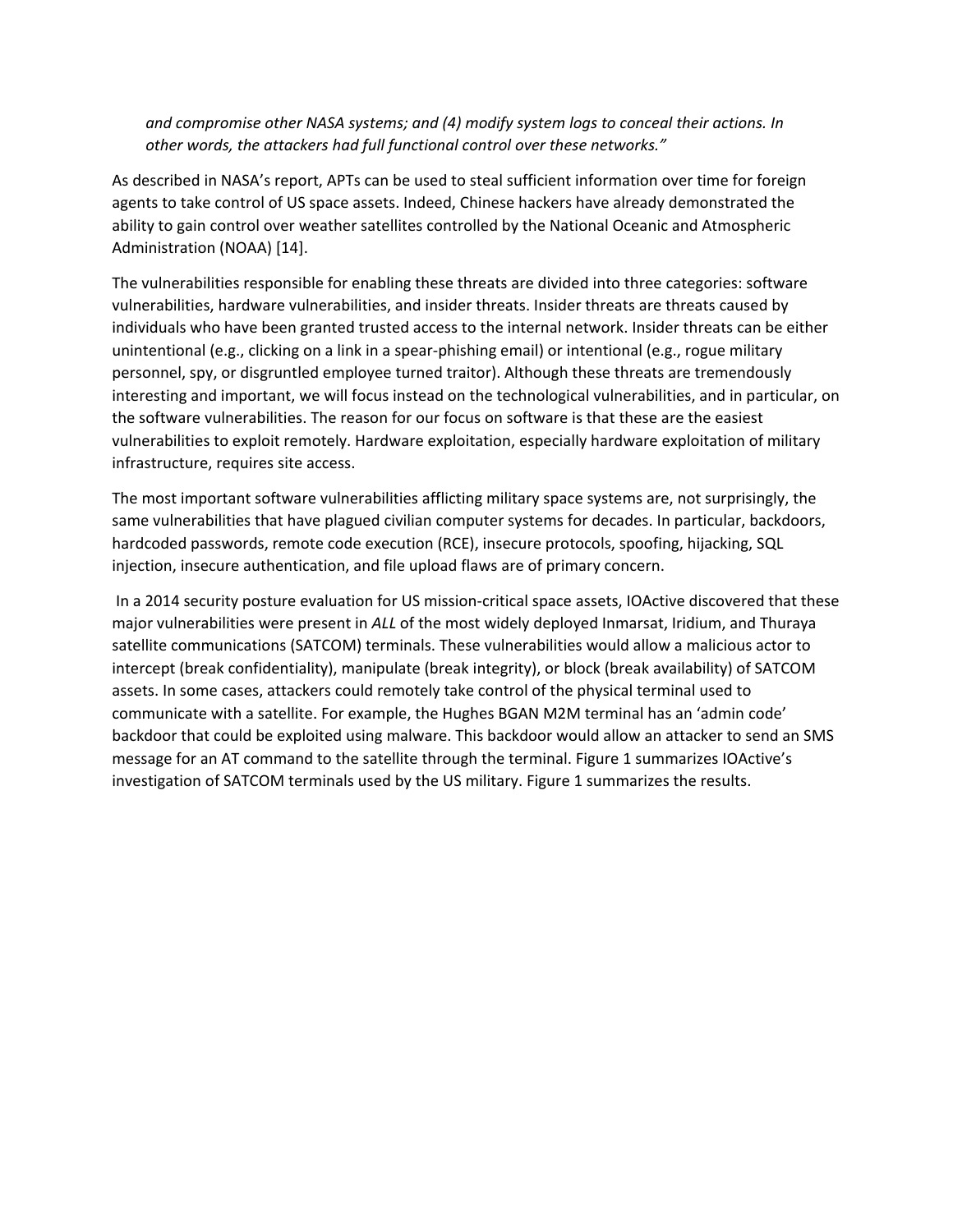*and compromise other NASA systems; and (4) modify system logs to conceal their actions. In other words, the attackers had full functional control over these networks."*

As described in NASA's report, APTs can be used to steal sufficient information over time for foreign agents to take control of US space assets. Indeed, Chinese hackers have already demonstrated the ability to gain control over weather satellites controlled by the National Oceanic and Atmospheric Administration (NOAA) [14].

The vulnerabilities responsible for enabling these threats are divided into three categories: software vulnerabilities, hardware vulnerabilities, and insider threats. Insider threats are threats caused by individuals who have been granted trusted access to the internal network. Insider threats can be either unintentional (e.g., clicking on a link in a spear-phishing email) or intentional (e.g., rogue military personnel, spy, or disgruntled employee turned traitor). Although these threats are tremendously interesting and important, we will focus instead on the technological vulnerabilities, and in particular, on the software vulnerabilities. The reason for our focus on software is that these are the easiest vulnerabilities to exploit remotely. Hardware exploitation, especially hardware exploitation of military infrastructure, requires site access.

The most important software vulnerabilities afflicting military space systems are, not surprisingly, the same vulnerabilities that have plagued civilian computer systems for decades. In particular, backdoors, hardcoded passwords, remote code execution (RCE), insecure protocols, spoofing, hijacking, SQL injection, insecure authentication, and file upload flaws are of primary concern.

In a 2014 security posture evaluation for US mission-critical space assets, IOActive discovered that these major vulnerabilities were present in *ALL* of the most widely deployed Inmarsat, Iridium, and Thuraya satellite communications (SATCOM) terminals. These vulnerabilities would allow a malicious actor to intercept (break confidentiality), manipulate (break integrity), or block (break availability) of SATCOM assets. In some cases, attackers could remotely take control of the physical terminal used to communicate with a satellite. For example, the Hughes BGAN M2M terminal has an 'admin code' backdoor that could be exploited using malware. This backdoor would allow an attacker to send an SMS message for an AT command to the satellite through the terminal. Figure 1 summarizes IOActive's investigation of SATCOM terminals used by the US military. Figure 1 summarizes the results.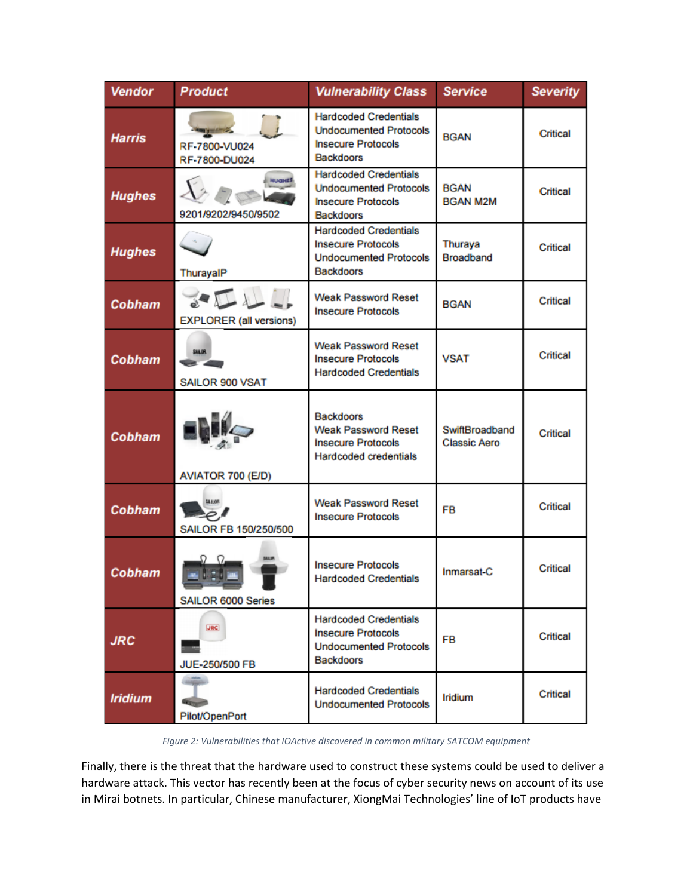| Vendor | Product | Vulnerability Class | Service | Severity |
| --- | --- | --- | --- | --- |
| Harris | RF-7800-VU024<br>RF-7800-DU024 | Hardcoded Credentials<br>Undocumented Protocols<br>Insecure Protocols<br>Backdoors | BGAN | Critical |
| Hughes | 9201/9202/9450/9502 | Hardcoded Credentials<br>Undocumented Protocols<br>Insecure Protocols<br>Backdoors | BGAN<br>BGAN M2M | Critical |
| Hughes | ThurayaIP | Hardcoded Credentials<br>Insecure Protocols<br>Undocumented Protocols<br>Backdoors | Thuraya<br>Broadband | Critical |
| Cobham | EXPLORER (all versions) | Weak Password Reset<br>Insecure Protocols | BGAN | Critical |
| Cobham | SAILOR 900 VSAT | Weak Password Reset<br>Insecure Protocols<br>Hardcoded Credentials | VSAT | Critical |
| Cobham | AVIATOR 700 (E/D) | Backdoors<br>Weak Password Reset<br>Insecure Protocols<br>Hardcoded credentials | SwiftBroadband<br>Classic Aero | Critical |
| Cobham | SAILOR FB 150/250/500 | Weak Password Reset<br>Insecure Protocols | FB | Critical |
| Cobham | SAILOR 6000 Series | Insecure Protocols<br>Hardcoded Credentials | Inmarsat-C | Critical |
| JRC | JUE-250/500 FB | Hardcoded Credentials<br>Insecure Protocols<br>Undocumented Protocols<br>Backdoors | FB | Critical |
| Iridium | Pilot/OpenPort | Hardcoded Credentials<br>Undocumented Protocols | Iridium | Critical |

*Figure 2: Vulnerabilities that IOActive discovered in common military SATCOM equipment*

Finally, there is the threat that the hardware used to construct these systems could be used to deliver a hardware attack. This vector has recently been at the focus of cyber security news on account of its use in Mirai botnets. In particular, Chinese manufacturer, XiongMai Technologies' line of IoT products have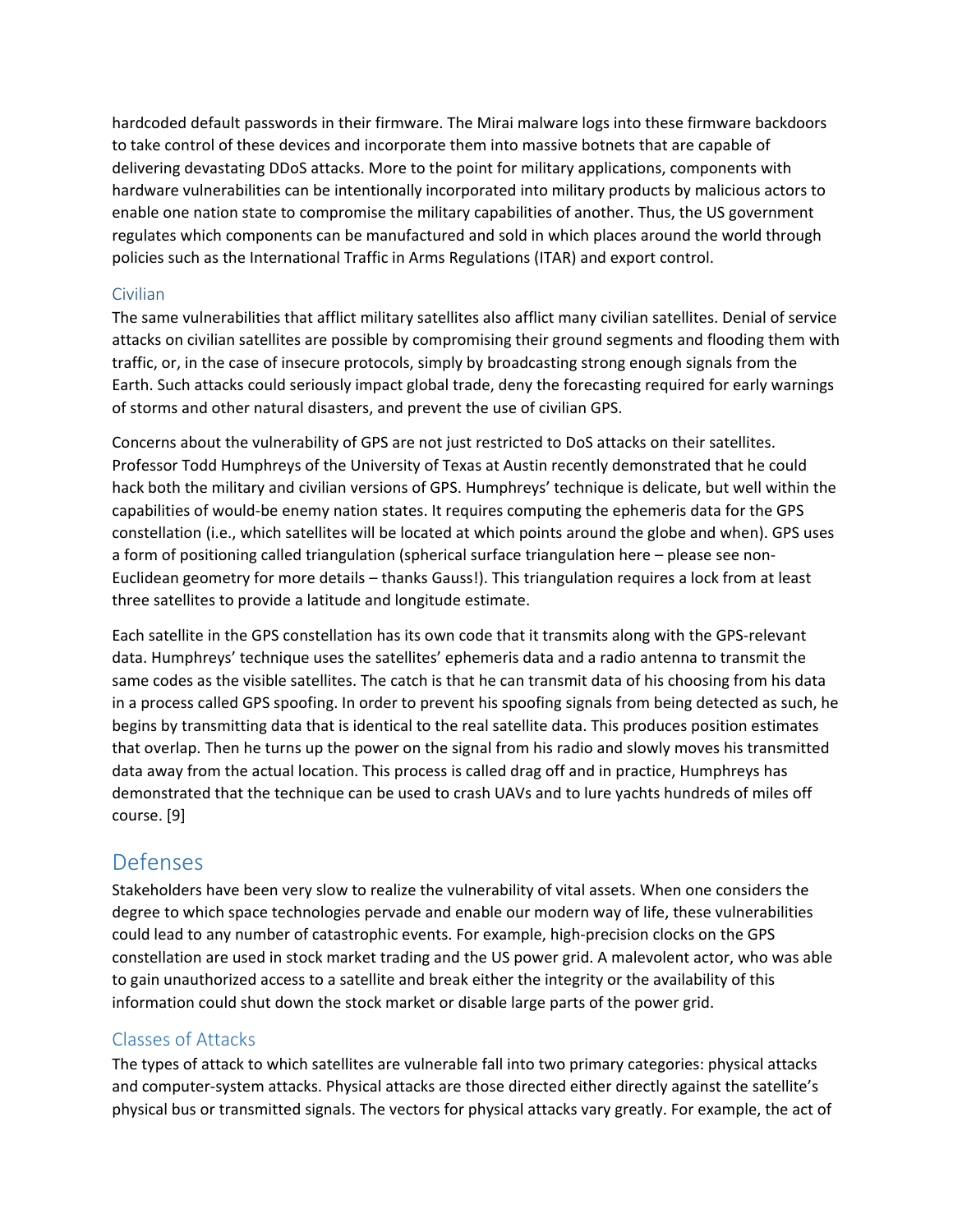hardcoded default passwords in their firmware. The Mirai malware logs into these firmware backdoors to take control of these devices and incorporate them into massive botnets that are capable of delivering devastating DDoS attacks. More to the point for military applications, components with hardware vulnerabilities can be intentionally incorporated into military products by malicious actors to enable one nation state to compromise the military capabilities of another. Thus, the US government regulates which components can be manufactured and sold in which places around the world through policies such as the International Traffic in Arms Regulations (ITAR) and export control.

### Civilian

The same vulnerabilities that afflict military satellites also afflict many civilian satellites. Denial of service attacks on civilian satellites are possible by compromising their ground segments and flooding them with traffic, or, in the case of insecure protocols, simply by broadcasting strong enough signals from the Earth. Such attacks could seriously impact global trade, deny the forecasting required for early warnings of storms and other natural disasters, and prevent the use of civilian GPS.

Concerns about the vulnerability of GPS are not just restricted to DoS attacks on their satellites. Professor Todd Humphreys of the University of Texas at Austin recently demonstrated that he could hack both the military and civilian versions of GPS. Humphreys' technique is delicate, but well within the capabilities of would-be enemy nation states. It requires computing the ephemeris data for the GPS constellation (i.e., which satellites will be located at which points around the globe and when). GPS uses a form of positioning called triangulation (spherical surface triangulation here – please see non-Euclidean geometry for more details – thanks Gauss!). This triangulation requires a lock from at least three satellites to provide a latitude and longitude estimate.

Each satellite in the GPS constellation has its own code that it transmits along with the GPS-relevant data. Humphreys' technique uses the satellites' ephemeris data and a radio antenna to transmit the same codes as the visible satellites. The catch is that he can transmit data of his choosing from his data in a process called GPS spoofing. In order to prevent his spoofing signals from being detected as such, he begins by transmitting data that is identical to the real satellite data. This produces position estimates that overlap. Then he turns up the power on the signal from his radio and slowly moves his transmitted data away from the actual location. This process is called drag off and in practice, Humphreys has demonstrated that the technique can be used to crash UAVs and to lure yachts hundreds of miles off course. [9]

## Defenses

Stakeholders have been very slow to realize the vulnerability of vital assets. When one considers the degree to which space technologies pervade and enable our modern way of life, these vulnerabilities could lead to any number of catastrophic events. For example, high-precision clocks on the GPS constellation are used in stock market trading and the US power grid. A malevolent actor, who was able to gain unauthorized access to a satellite and break either the integrity or the availability of this information could shut down the stock market or disable large parts of the power grid.

### Classes of Attacks

The types of attack to which satellites are vulnerable fall into two primary categories: physical attacks and computer-system attacks. Physical attacks are those directed either directly against the satellite's physical bus or transmitted signals. The vectors for physical attacks vary greatly. For example, the act of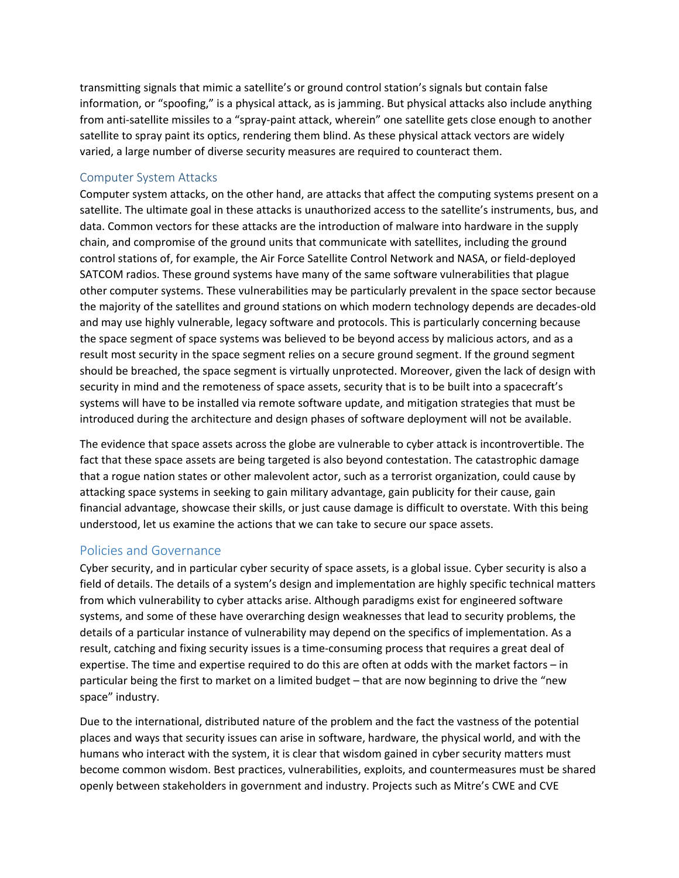transmitting signals that mimic a satellite's or ground control station's signals but contain false information, or "spoofing," is a physical attack, as is jamming. But physical attacks also include anything from anti-satellite missiles to a "spray-paint attack, wherein" one satellite gets close enough to another satellite to spray paint its optics, rendering them blind. As these physical attack vectors are widely varied, a large number of diverse security measures are required to counteract them.

### Computer System Attacks

Computer system attacks, on the other hand, are attacks that affect the computing systems present on a satellite. The ultimate goal in these attacks is unauthorized access to the satellite's instruments, bus, and data. Common vectors for these attacks are the introduction of malware into hardware in the supply chain, and compromise of the ground units that communicate with satellites, including the ground control stations of, for example, the Air Force Satellite Control Network and NASA, or field-deployed SATCOM radios. These ground systems have many of the same software vulnerabilities that plague other computer systems. These vulnerabilities may be particularly prevalent in the space sector because the majority of the satellites and ground stations on which modern technology depends are decades-old and may use highly vulnerable, legacy software and protocols. This is particularly concerning because the space segment of space systems was believed to be beyond access by malicious actors, and as a result most security in the space segment relies on a secure ground segment. If the ground segment should be breached, the space segment is virtually unprotected. Moreover, given the lack of design with security in mind and the remoteness of space assets, security that is to be built into a spacecraft's systems will have to be installed via remote software update, and mitigation strategies that must be introduced during the architecture and design phases of software deployment will not be available.

The evidence that space assets across the globe are vulnerable to cyber attack is incontrovertible. The fact that these space assets are being targeted is also beyond contestation. The catastrophic damage that a rogue nation states or other malevolent actor, such as a terrorist organization, could cause by attacking space systems in seeking to gain military advantage, gain publicity for their cause, gain financial advantage, showcase their skills, or just cause damage is difficult to overstate. With this being understood, let us examine the actions that we can take to secure our space assets.

## Policies and Governance

Cyber security, and in particular cyber security of space assets, is a global issue. Cyber security is also a field of details. The details of a system's design and implementation are highly specific technical matters from which vulnerability to cyber attacks arise. Although paradigms exist for engineered software systems, and some of these have overarching design weaknesses that lead to security problems, the details of a particular instance of vulnerability may depend on the specifics of implementation. As a result, catching and fixing security issues is a time-consuming process that requires a great deal of expertise. The time and expertise required to do this are often at odds with the market factors – in particular being the first to market on a limited budget – that are now beginning to drive the "new space" industry.

Due to the international, distributed nature of the problem and the fact the vastness of the potential places and ways that security issues can arise in software, hardware, the physical world, and with the humans who interact with the system, it is clear that wisdom gained in cyber security matters must become common wisdom. Best practices, vulnerabilities, exploits, and countermeasures must be shared openly between stakeholders in government and industry. Projects such as Mitre's CWE and CVE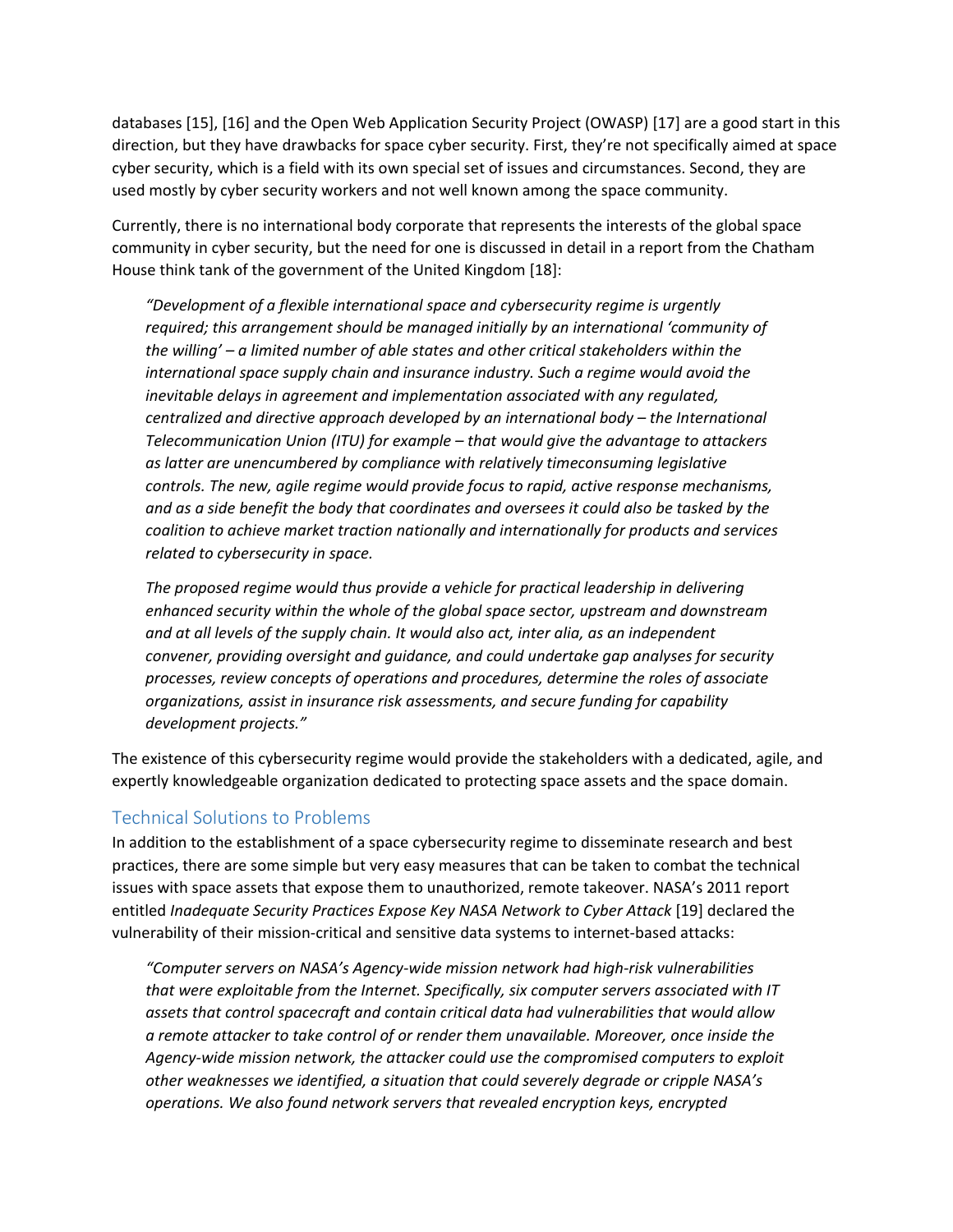databases [15], [16] and the Open Web Application Security Project (OWASP) [17] are a good start in this direction, but they have drawbacks for space cyber security. First, they're not specifically aimed at space cyber security, which is a field with its own special set of issues and circumstances. Second, they are used mostly by cyber security workers and not well known among the space community.

Currently, there is no international body corporate that represents the interests of the global space community in cyber security, but the need for one is discussed in detail in a report from the Chatham House think tank of the government of the United Kingdom [18]:

> *"Development of a flexible international space and cybersecurity regime is urgently required; this arrangement should be managed initially by an international 'community of the willing' – a limited number of able states and other critical stakeholders within the international space supply chain and insurance industry. Such a regime would avoid the inevitable delays in agreement and implementation associated with any regulated, centralized and directive approach developed by an international body – the International Telecommunication Union (ITU) for example – that would give the advantage to attackers as latter are unencumbered by compliance with relatively timeconsuming legislative controls. The new, agile regime would provide focus to rapid, active response mechanisms, and as a side benefit the body that coordinates and oversees it could also be tasked by the coalition to achieve market traction nationally and internationally for products and services related to cybersecurity in space.*
>
> *The proposed regime would thus provide a vehicle for practical leadership in delivering enhanced security within the whole of the global space sector, upstream and downstream and at all levels of the supply chain. It would also act, inter alia, as an independent convener, providing oversight and guidance, and could undertake gap analyses for security processes, review concepts of operations and procedures, determine the roles of associate organizations, assist in insurance risk assessments, and secure funding for capability development projects."*

The existence of this cybersecurity regime would provide the stakeholders with a dedicated, agile, and expertly knowledgeable organization dedicated to protecting space assets and the space domain.

## Technical Solutions to Problems

In addition to the establishment of a space cybersecurity regime to disseminate research and best practices, there are some simple but very easy measures that can be taken to combat the technical issues with space assets that expose them to unauthorized, remote takeover. NASA's 2011 report entitled *Inadequate Security Practices Expose Key NASA Network to Cyber Attack* [19] declared the vulnerability of their mission-critical and sensitive data systems to internet-based attacks:

> *"Computer servers on NASA's Agency-wide mission network had high-risk vulnerabilities that were exploitable from the Internet. Specifically, six computer servers associated with IT assets that control spacecraft and contain critical data had vulnerabilities that would allow a remote attacker to take control of or render them unavailable. Moreover, once inside the Agency-wide mission network, the attacker could use the compromised computers to exploit other weaknesses we identified, a situation that could severely degrade or cripple NASA's operations. We also found network servers that revealed encryption keys, encrypted*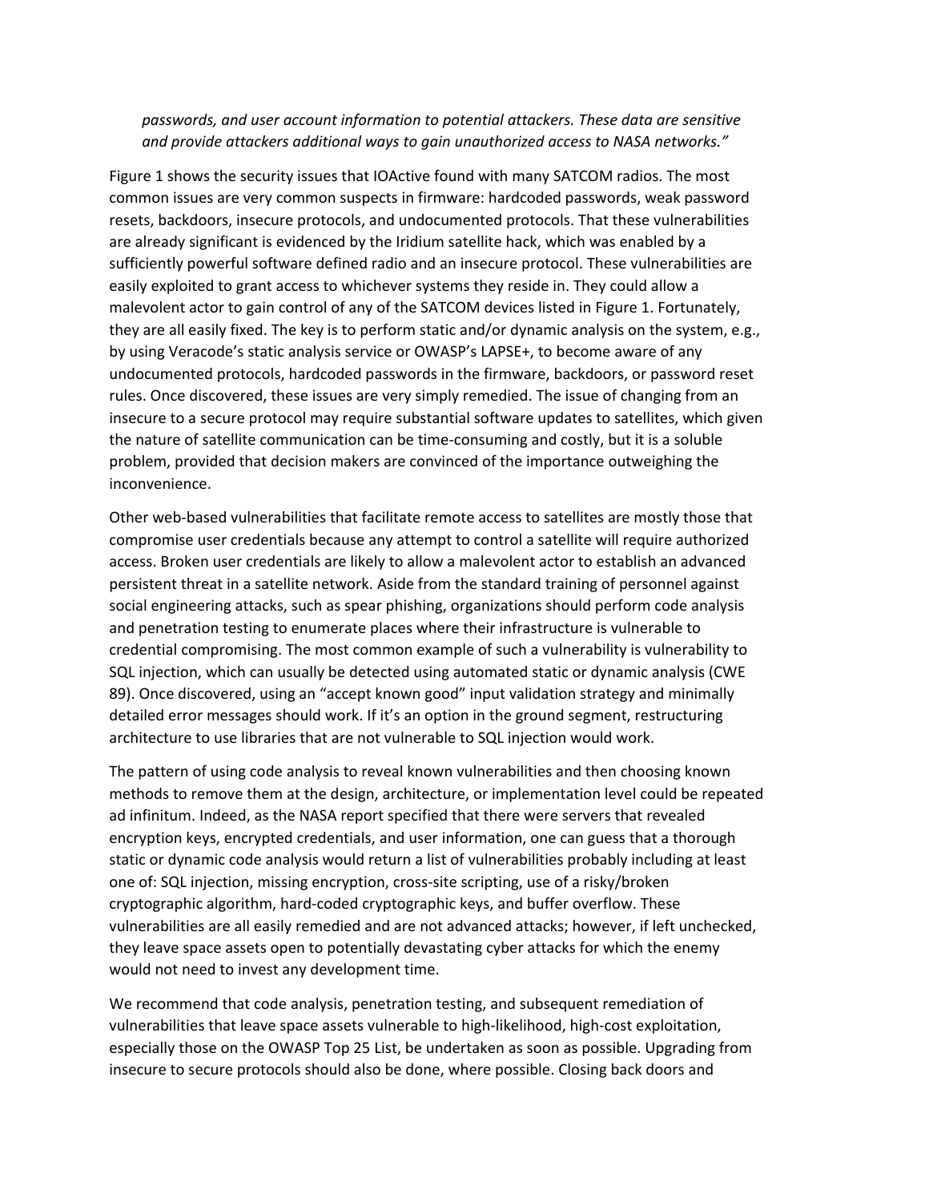*passwords, and user account information to potential attackers. These data are sensitive and provide attackers additional ways to gain unauthorized access to NASA networks."*

Figure 1 shows the security issues that IOActive found with many SATCOM radios. The most common issues are very common suspects in firmware: hardcoded passwords, weak password resets, backdoors, insecure protocols, and undocumented protocols. That these vulnerabilities are already significant is evidenced by the Iridium satellite hack, which was enabled by a sufficiently powerful software defined radio and an insecure protocol. These vulnerabilities are easily exploited to grant access to whichever systems they reside in. They could allow a malevolent actor to gain control of any of the SATCOM devices listed in Figure 1. Fortunately, they are all easily fixed. The key is to perform static and/or dynamic analysis on the system, e.g., by using Veracode's static analysis service or OWASP's LAPSE+, to become aware of any undocumented protocols, hardcoded passwords in the firmware, backdoors, or password reset rules. Once discovered, these issues are very simply remedied. The issue of changing from an insecure to a secure protocol may require substantial software updates to satellites, which given the nature of satellite communication can be time-consuming and costly, but it is a soluble problem, provided that decision makers are convinced of the importance outweighing the inconvenience.

Other web-based vulnerabilities that facilitate remote access to satellites are mostly those that compromise user credentials because any attempt to control a satellite will require authorized access. Broken user credentials are likely to allow a malevolent actor to establish an advanced persistent threat in a satellite network. Aside from the standard training of personnel against social engineering attacks, such as spear phishing, organizations should perform code analysis and penetration testing to enumerate places where their infrastructure is vulnerable to credential compromising. The most common example of such a vulnerability is vulnerability to SQL injection, which can usually be detected using automated static or dynamic analysis (CWE 89). Once discovered, using an "accept known good" input validation strategy and minimally detailed error messages should work. If it's an option in the ground segment, restructuring architecture to use libraries that are not vulnerable to SQL injection would work.

The pattern of using code analysis to reveal known vulnerabilities and then choosing known methods to remove them at the design, architecture, or implementation level could be repeated ad infinitum. Indeed, as the NASA report specified that there were servers that revealed encryption keys, encrypted credentials, and user information, one can guess that a thorough static or dynamic code analysis would return a list of vulnerabilities probably including at least one of: SQL injection, missing encryption, cross-site scripting, use of a risky/broken cryptographic algorithm, hard-coded cryptographic keys, and buffer overflow. These vulnerabilities are all easily remedied and are not advanced attacks; however, if left unchecked, they leave space assets open to potentially devastating cyber attacks for which the enemy would not need to invest any development time.

We recommend that code analysis, penetration testing, and subsequent remediation of vulnerabilities that leave space assets vulnerable to high-likelihood, high-cost exploitation, especially those on the OWASP Top 25 List, be undertaken as soon as possible. Upgrading from insecure to secure protocols should also be done, where possible. Closing back doors and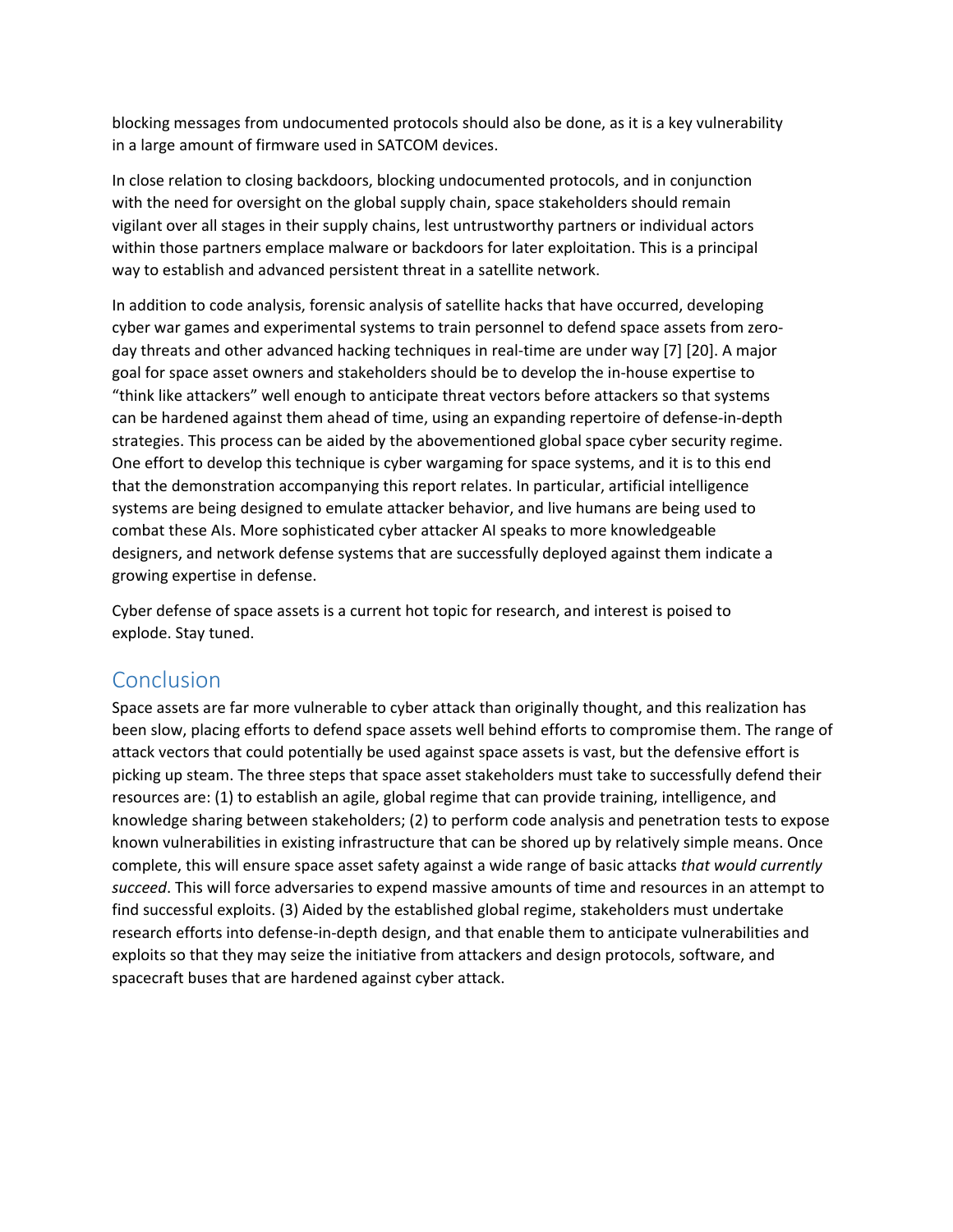blocking messages from undocumented protocols should also be done, as it is a key vulnerability in a large amount of firmware used in SATCOM devices.

In close relation to closing backdoors, blocking undocumented protocols, and in conjunction with the need for oversight on the global supply chain, space stakeholders should remain vigilant over all stages in their supply chains, lest untrustworthy partners or individual actors within those partners emplace malware or backdoors for later exploitation. This is a principal way to establish and advanced persistent threat in a satellite network.

In addition to code analysis, forensic analysis of satellite hacks that have occurred, developing cyber war games and experimental systems to train personnel to defend space assets from zero-day threats and other advanced hacking techniques in real-time are under way [7] [20]. A major goal for space asset owners and stakeholders should be to develop the in-house expertise to "think like attackers" well enough to anticipate threat vectors before attackers so that systems can be hardened against them ahead of time, using an expanding repertoire of defense-in-depth strategies. This process can be aided by the abovementioned global space cyber security regime. One effort to develop this technique is cyber wargaming for space systems, and it is to this end that the demonstration accompanying this report relates. In particular, artificial intelligence systems are being designed to emulate attacker behavior, and live humans are being used to combat these AIs. More sophisticated cyber attacker AI speaks to more knowledgeable designers, and network defense systems that are successfully deployed against them indicate a growing expertise in defense.

Cyber defense of space assets is a current hot topic for research, and interest is poised to explode. Stay tuned.

## Conclusion

Space assets are far more vulnerable to cyber attack than originally thought, and this realization has been slow, placing efforts to defend space assets well behind efforts to compromise them. The range of attack vectors that could potentially be used against space assets is vast, but the defensive effort is picking up steam. The three steps that space asset stakeholders must take to successfully defend their resources are: (1) to establish an agile, global regime that can provide training, intelligence, and knowledge sharing between stakeholders; (2) to perform code analysis and penetration tests to expose known vulnerabilities in existing infrastructure that can be shored up by relatively simple means. Once complete, this will ensure space asset safety against a wide range of basic attacks *that would currently succeed*. This will force adversaries to expend massive amounts of time and resources in an attempt to find successful exploits. (3) Aided by the established global regime, stakeholders must undertake research efforts into defense-in-depth design, and that enable them to anticipate vulnerabilities and exploits so that they may seize the initiative from attackers and design protocols, software, and spacecraft buses that are hardened against cyber attack.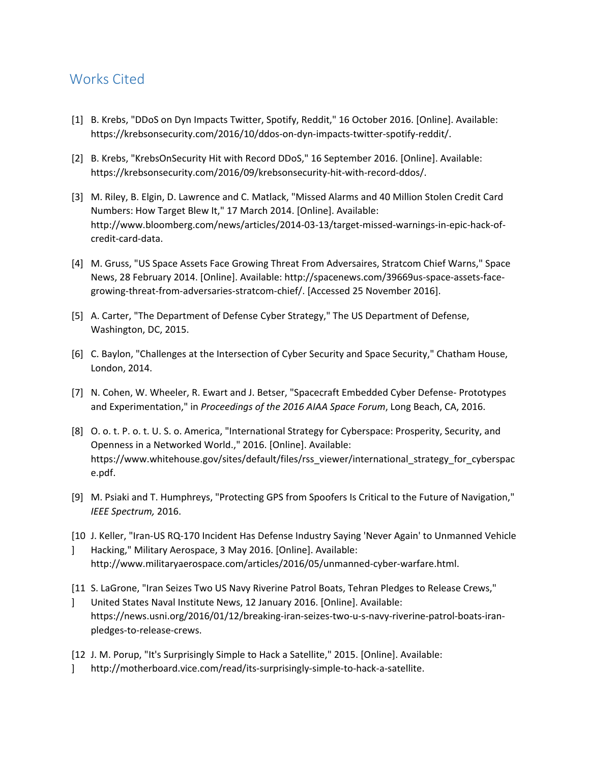## Works Cited

[1] B. Krebs, "DDoS on Dyn Impacts Twitter, Spotify, Reddit," 16 October 2016. [Online]. Available: https://krebsonsecurity.com/2016/10/ddos-on-dyn-impacts-twitter-spotify-reddit/.

[2] B. Krebs, "KrebsOnSecurity Hit with Record DDoS," 16 September 2016. [Online]. Available: https://krebsonsecurity.com/2016/09/krebsonsecurity-hit-with-record-ddos/.

[3] M. Riley, B. Elgin, D. Lawrence and C. Matlack, "Missed Alarms and 40 Million Stolen Credit Card Numbers: How Target Blew It," 17 March 2014. [Online]. Available: http://www.bloomberg.com/news/articles/2014-03-13/target-missed-warnings-in-epic-hack-of-credit-card-data.

[4] M. Gruss, "US Space Assets Face Growing Threat From Adversaires, Stratcom Chief Warns," Space News, 28 February 2014. [Online]. Available: http://spacenews.com/39669us-space-assets-face-growing-threat-from-adversaries-stratcom-chief/. [Accessed 25 November 2016].

[5] A. Carter, "The Department of Defense Cyber Strategy," The US Department of Defense, Washington, DC, 2015.

[6] C. Baylon, "Challenges at the Intersection of Cyber Security and Space Security," Chatham House, London, 2014.

[7] N. Cohen, W. Wheeler, R. Ewart and J. Betser, "Spacecraft Embedded Cyber Defense- Prototypes and Experimentation," in *Proceedings of the 2016 AIAA Space Forum*, Long Beach, CA, 2016.

[8] O. o. t. P. o. t. U. S. o. America, "International Strategy for Cyberspace: Prosperity, Security, and Openness in a Networked World.," 2016. [Online]. Available: https://www.whitehouse.gov/sites/default/files/rss_viewer/international_strategy_for_cyberspace.pdf.

[9] M. Psiaki and T. Humphreys, "Protecting GPS from Spoofers Is Critical to the Future of Navigation," *IEEE Spectrum,* 2016.

[10] J. Keller, "Iran-US RQ-170 Incident Has Defense Industry Saying 'Never Again' to Unmanned Vehicle Hacking," Military Aerospace, 3 May 2016. [Online]. Available: http://www.militaryaerospace.com/articles/2016/05/unmanned-cyber-warfare.html.

[11] S. LaGrone, "Iran Seizes Two US Navy Riverine Patrol Boats, Tehran Pledges to Release Crews," United States Naval Institute News, 12 January 2016. [Online]. Available: https://news.usni.org/2016/01/12/breaking-iran-seizes-two-u-s-navy-riverine-patrol-boats-iran-pledges-to-release-crews.

[12] J. M. Porup, "It's Surprisingly Simple to Hack a Satellite," 2015. [Online]. Available: http://motherboard.vice.com/read/its-surprisingly-simple-to-hack-a-satellite.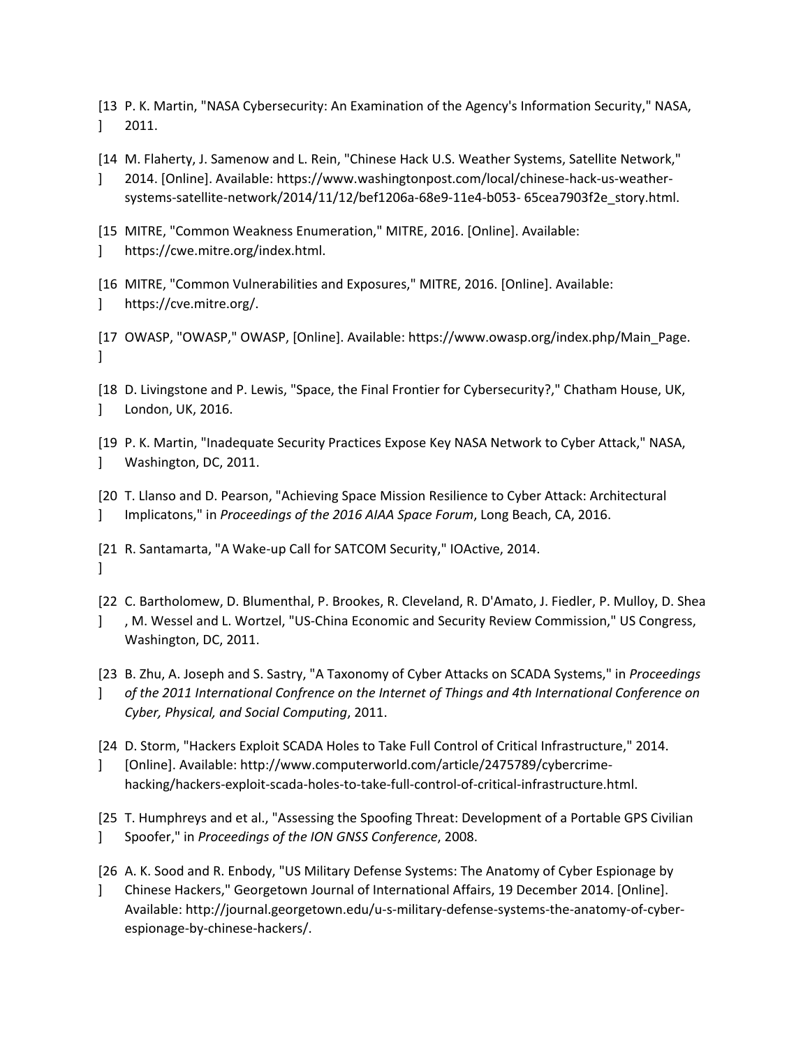[13] P. K. Martin, "NASA Cybersecurity: An Examination of the Agency's Information Security," NASA, 2011.

[14] M. Flaherty, J. Samenow and L. Rein, "Chinese Hack U.S. Weather Systems, Satellite Network," 2014. [Online]. Available: https://www.washingtonpost.com/local/chinese-hack-us-weather-systems-satellite-network/2014/11/12/bef1206a-68e9-11e4-b053- 65cea7903f2e_story.html.

[15] MITRE, "Common Weakness Enumeration," MITRE, 2016. [Online]. Available: https://cwe.mitre.org/index.html.

[16] MITRE, "Common Vulnerabilities and Exposures," MITRE, 2016. [Online]. Available: https://cve.mitre.org/.

[17] OWASP, "OWASP," OWASP, [Online]. Available: https://www.owasp.org/index.php/Main_Page.

[18] D. Livingstone and P. Lewis, "Space, the Final Frontier for Cybersecurity?," Chatham House, UK, London, UK, 2016.

[19] P. K. Martin, "Inadequate Security Practices Expose Key NASA Network to Cyber Attack," NASA, Washington, DC, 2011.

[20] T. Llanso and D. Pearson, "Achieving Space Mission Resilience to Cyber Attack: Architectural Implicatons," in *Proceedings of the 2016 AIAA Space Forum*, Long Beach, CA, 2016.

[21] R. Santamarta, "A Wake-up Call for SATCOM Security," IOActive, 2014.

[22] C. Bartholomew, D. Blumenthal, P. Brookes, R. Cleveland, R. D'Amato, J. Fiedler, P. Mulloy, D. Shea , M. Wessel and L. Wortzel, "US-China Economic and Security Review Commission," US Congress, Washington, DC, 2011.

[23] B. Zhu, A. Joseph and S. Sastry, "A Taxonomy of Cyber Attacks on SCADA Systems," in *Proceedings of the 2011 International Confrence on the Internet of Things and 4th International Conference on Cyber, Physical, and Social Computing*, 2011.

[24] D. Storm, "Hackers Exploit SCADA Holes to Take Full Control of Critical Infrastructure," 2014. [Online]. Available: http://www.computerworld.com/article/2475789/cybercrime-hacking/hackers-exploit-scada-holes-to-take-full-control-of-critical-infrastructure.html.

[25] T. Humphreys and et al., "Assessing the Spoofing Threat: Development of a Portable GPS Civilian Spoofer," in *Proceedings of the ION GNSS Conference*, 2008.

[26] A. K. Sood and R. Enbody, "US Military Defense Systems: The Anatomy of Cyber Espionage by Chinese Hackers," Georgetown Journal of International Affairs, 19 December 2014. [Online]. Available: http://journal.georgetown.edu/u-s-military-defense-systems-the-anatomy-of-cyber-espionage-by-chinese-hackers/.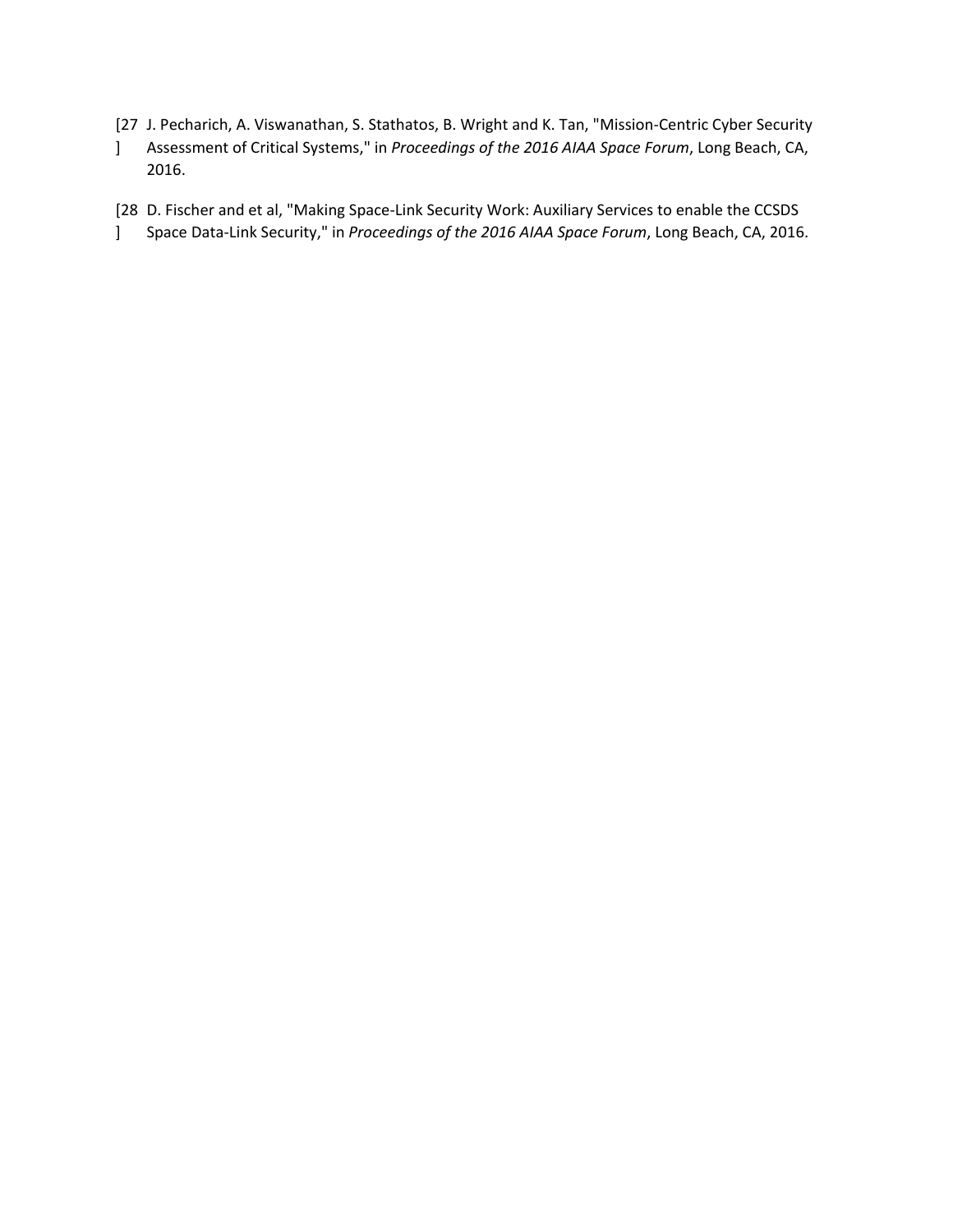[27] J. Pecharich, A. Viswanathan, S. Stathatos, B. Wright and K. Tan, "Mission-Centric Cyber Security Assessment of Critical Systems," in *Proceedings of the 2016 AIAA Space Forum*, Long Beach, CA, 2016.

[28] D. Fischer and et al, "Making Space-Link Security Work: Auxiliary Services to enable the CCSDS Space Data-Link Security," in *Proceedings of the 2016 AIAA Space Forum*, Long Beach, CA, 2016.